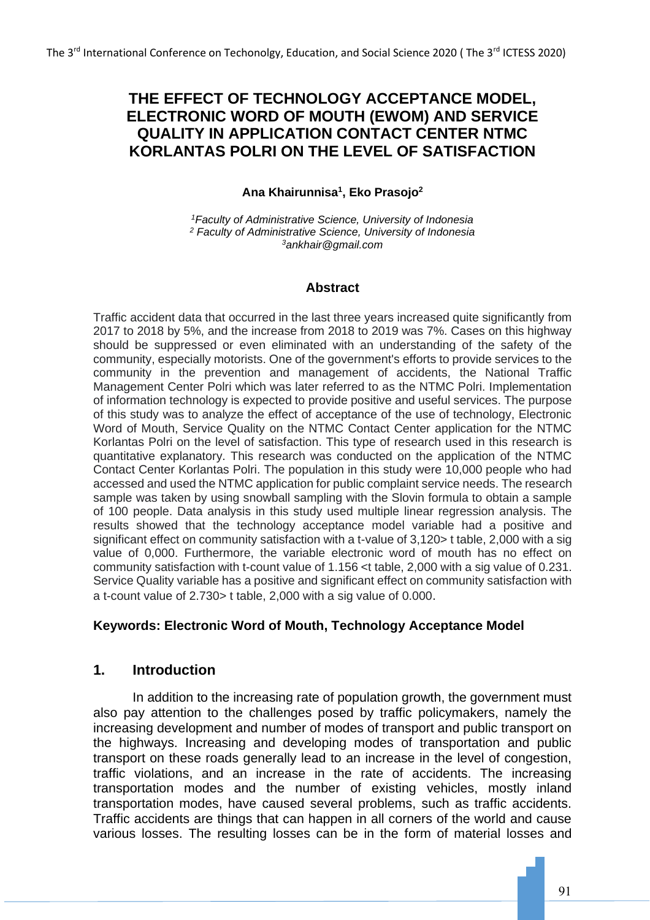# THE EFFECT OF TECHNOLOGY ACCEPTANCE MODEL, ELECTRONIC WORD OF MOUTH (EWOM) AND SERVICE QUALITY IN APPLICATION CONTACT CENTER NTMC KORLANTAS POLRI ON THE LEVEL OF SATISFACTION

**Ana Khairunnisa[1], Eko Prasojo[2]**

*[1]Faculty of Administrative Science, University of Indonesia*
*[2] Faculty of Administrative Science, University of Indonesia*
*[3]ankhair@gmail.com*

## Abstract

Traffic accident data that occurred in the last three years increased quite significantly from 2017 to 2018 by 5%, and the increase from 2018 to 2019 was 7%. Cases on this highway should be suppressed or even eliminated with an understanding of the safety of the community, especially motorists. One of the government's efforts to provide services to the community in the prevention and management of accidents, the National Traffic Management Center Polri which was later referred to as the NTMC Polri. Implementation of information technology is expected to provide positive and useful services. The purpose of this study was to analyze the effect of acceptance of the use of technology, Electronic Word of Mouth, Service Quality on the NTMC Contact Center application for the NTMC Korlantas Polri on the level of satisfaction. This type of research used in this research is quantitative explanatory. This research was conducted on the application of the NTMC Contact Center Korlantas Polri. The population in this study were 10,000 people who had accessed and used the NTMC application for public complaint service needs. The research sample was taken by using snowball sampling with the Slovin formula to obtain a sample of 100 people. Data analysis in this study used multiple linear regression analysis. The results showed that the technology acceptance model variable had a positive and significant effect on community satisfaction with a t-value of 3,120> t table, 2,000 with a sig value of 0,000. Furthermore, the variable electronic word of mouth has no effect on community satisfaction with t-count value of 1.156 <t table, 2,000 with a sig value of 0.231. Service Quality variable has a positive and significant effect on community satisfaction with a t-count value of 2.730> t table, 2,000 with a sig value of 0.000.

**Keywords: Electronic Word of Mouth, Technology Acceptance Model**

## 1. Introduction

In addition to the increasing rate of population growth, the government must also pay attention to the challenges posed by traffic policymakers, namely the increasing development and number of modes of transport and public transport on the highways. Increasing and developing modes of transportation and public transport on these roads generally lead to an increase in the level of congestion, traffic violations, and an increase in the rate of accidents. The increasing transportation modes and the number of existing vehicles, mostly inland transportation modes, have caused several problems, such as traffic accidents. Traffic accidents are things that can happen in all corners of the world and cause various losses. The resulting losses can be in the form of material losses and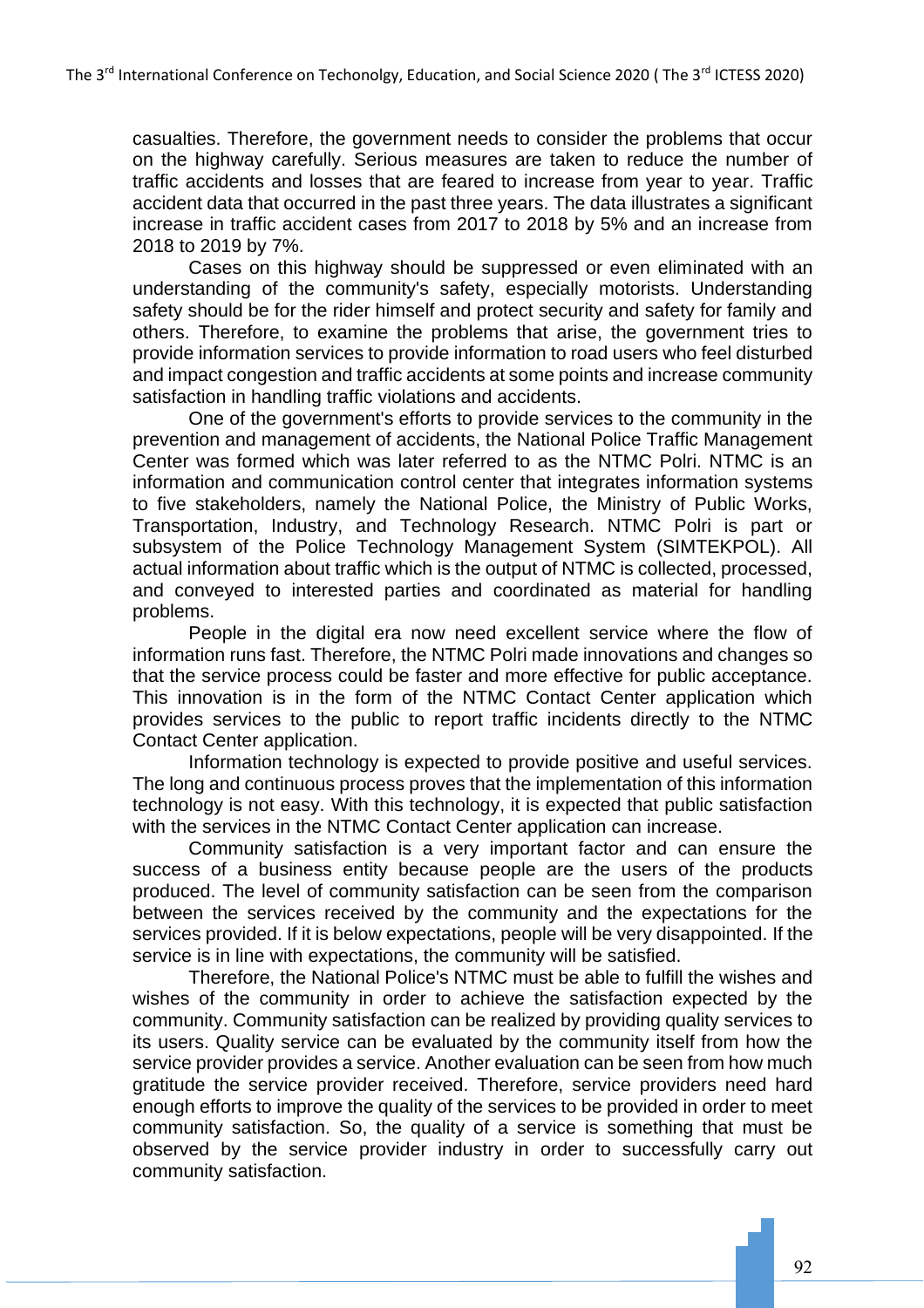casualties. Therefore, the government needs to consider the problems that occur on the highway carefully. Serious measures are taken to reduce the number of traffic accidents and losses that are feared to increase from year to year. Traffic accident data that occurred in the past three years. The data illustrates a significant increase in traffic accident cases from 2017 to 2018 by 5% and an increase from 2018 to 2019 by 7%.

Cases on this highway should be suppressed or even eliminated with an understanding of the community's safety, especially motorists. Understanding safety should be for the rider himself and protect security and safety for family and others. Therefore, to examine the problems that arise, the government tries to provide information services to provide information to road users who feel disturbed and impact congestion and traffic accidents at some points and increase community satisfaction in handling traffic violations and accidents.

One of the government's efforts to provide services to the community in the prevention and management of accidents, the National Police Traffic Management Center was formed which was later referred to as the NTMC Polri. NTMC is an information and communication control center that integrates information systems to five stakeholders, namely the National Police, the Ministry of Public Works, Transportation, Industry, and Technology Research. NTMC Polri is part or subsystem of the Police Technology Management System (SIMTEKPOL). All actual information about traffic which is the output of NTMC is collected, processed, and conveyed to interested parties and coordinated as material for handling problems.

People in the digital era now need excellent service where the flow of information runs fast. Therefore, the NTMC Polri made innovations and changes so that the service process could be faster and more effective for public acceptance. This innovation is in the form of the NTMC Contact Center application which provides services to the public to report traffic incidents directly to the NTMC Contact Center application.

Information technology is expected to provide positive and useful services. The long and continuous process proves that the implementation of this information technology is not easy. With this technology, it is expected that public satisfaction with the services in the NTMC Contact Center application can increase.

Community satisfaction is a very important factor and can ensure the success of a business entity because people are the users of the products produced. The level of community satisfaction can be seen from the comparison between the services received by the community and the expectations for the services provided. If it is below expectations, people will be very disappointed. If the service is in line with expectations, the community will be satisfied.

Therefore, the National Police's NTMC must be able to fulfill the wishes and wishes of the community in order to achieve the satisfaction expected by the community. Community satisfaction can be realized by providing quality services to its users. Quality service can be evaluated by the community itself from how the service provider provides a service. Another evaluation can be seen from how much gratitude the service provider received. Therefore, service providers need hard enough efforts to improve the quality of the services to be provided in order to meet community satisfaction. So, the quality of a service is something that must be observed by the service provider industry in order to successfully carry out community satisfaction.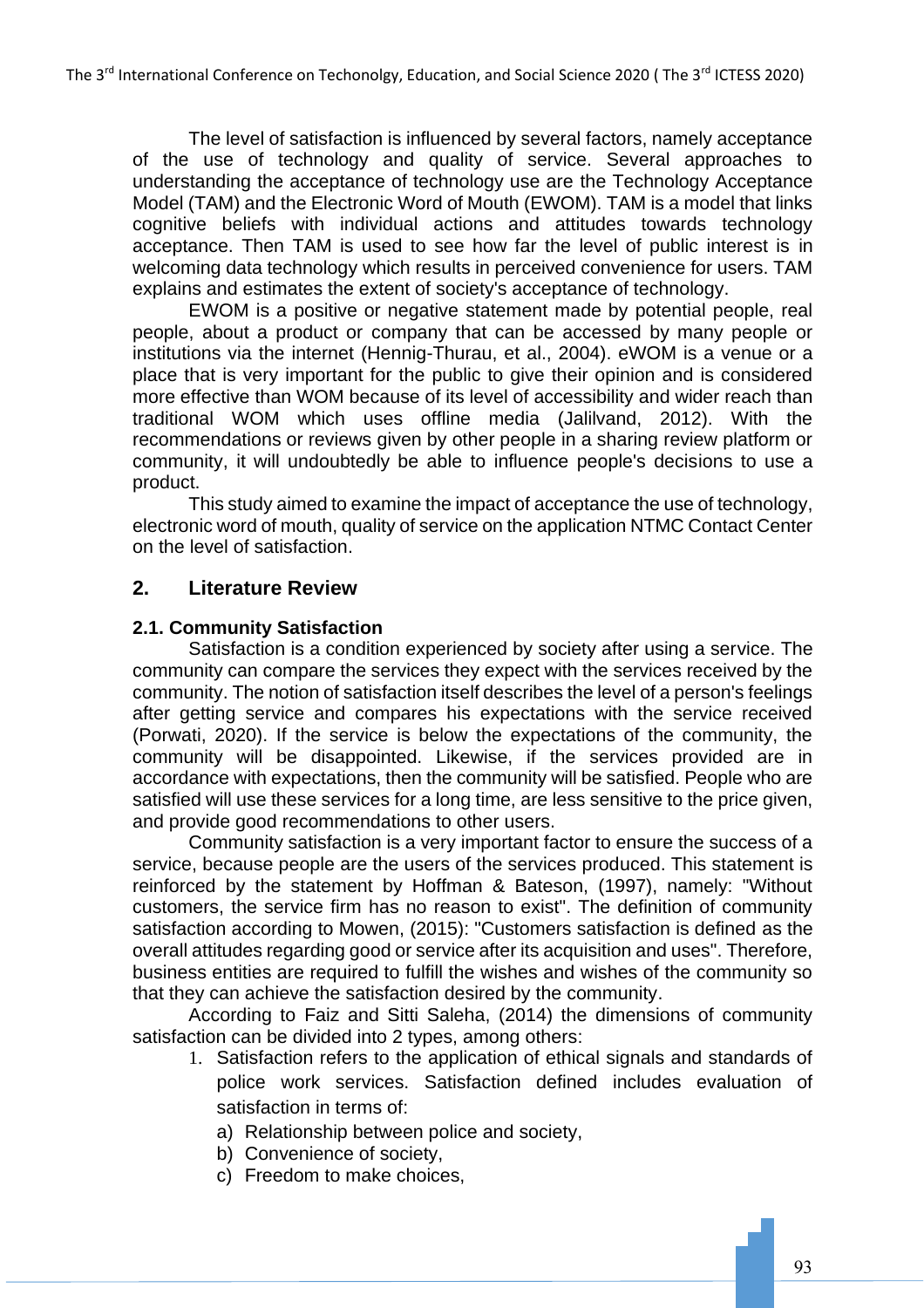The level of satisfaction is influenced by several factors, namely acceptance of the use of technology and quality of service. Several approaches to understanding the acceptance of technology use are the Technology Acceptance Model (TAM) and the Electronic Word of Mouth (EWOM). TAM is a model that links cognitive beliefs with individual actions and attitudes towards technology acceptance. Then TAM is used to see how far the level of public interest is in welcoming data technology which results in perceived convenience for users. TAM explains and estimates the extent of society's acceptance of technology.

EWOM is a positive or negative statement made by potential people, real people, about a product or company that can be accessed by many people or institutions via the internet (Hennig-Thurau, et al., 2004). eWOM is a venue or a place that is very important for the public to give their opinion and is considered more effective than WOM because of its level of accessibility and wider reach than traditional WOM which uses offline media (Jalilvand, 2012). With the recommendations or reviews given by other people in a sharing review platform or community, it will undoubtedly be able to influence people's decisions to use a product.

This study aimed to examine the impact of acceptance the use of technology, electronic word of mouth, quality of service on the application NTMC Contact Center on the level of satisfaction.

## 2. Literature Review

### 2.1. Community Satisfaction

Satisfaction is a condition experienced by society after using a service. The community can compare the services they expect with the services received by the community. The notion of satisfaction itself describes the level of a person's feelings after getting service and compares his expectations with the service received (Porwati, 2020). If the service is below the expectations of the community, the community will be disappointed. Likewise, if the services provided are in accordance with expectations, then the community will be satisfied. People who are satisfied will use these services for a long time, are less sensitive to the price given, and provide good recommendations to other users.

Community satisfaction is a very important factor to ensure the success of a service, because people are the users of the services produced. This statement is reinforced by the statement by Hoffman & Bateson, (1997), namely: "Without customers, the service firm has no reason to exist". The definition of community satisfaction according to Mowen, (2015): "Customers satisfaction is defined as the overall attitudes regarding good or service after its acquisition and uses". Therefore, business entities are required to fulfill the wishes and wishes of the community so that they can achieve the satisfaction desired by the community.

According to Faiz and Sitti Saleha, (2014) the dimensions of community satisfaction can be divided into 2 types, among others:

1. Satisfaction refers to the application of ethical signals and standards of police work services. Satisfaction defined includes evaluation of satisfaction in terms of:
   a) Relationship between police and society,
   b) Convenience of society,
   c) Freedom to make choices,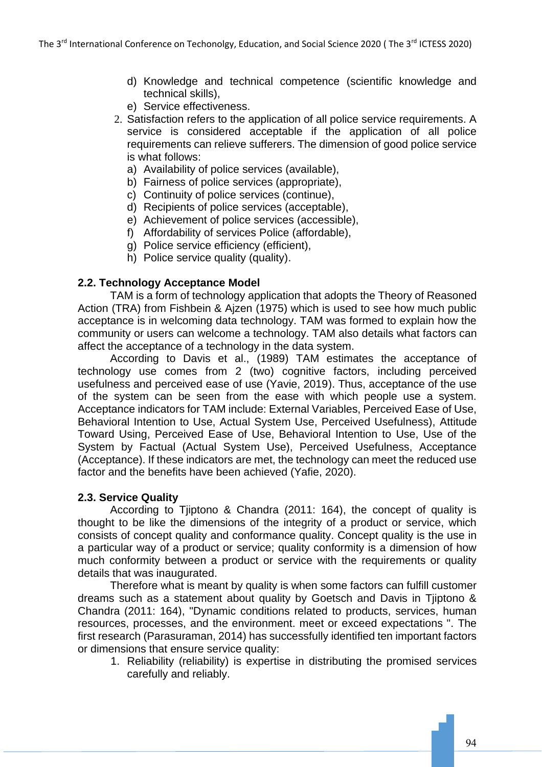d) Knowledge and technical competence (scientific knowledge and technical skills),
e) Service effectiveness.

2. Satisfaction refers to the application of all police service requirements. A service is considered acceptable if the application of all police requirements can relieve sufferers. The dimension of good police service is what follows:
   a) Availability of police services (available),
   b) Fairness of police services (appropriate),
   c) Continuity of police services (continue),
   d) Recipients of police services (acceptable),
   e) Achievement of police services (accessible),
   f) Affordability of services Police (affordable),
   g) Police service efficiency (efficient),
   h) Police service quality (quality).

### 2.2. Technology Acceptance Model

TAM is a form of technology application that adopts the Theory of Reasoned Action (TRA) from Fishbein & Ajzen (1975) which is used to see how much public acceptance is in welcoming data technology. TAM was formed to explain how the community or users can welcome a technology. TAM also details what factors can affect the acceptance of a technology in the data system.

According to Davis et al., (1989) TAM estimates the acceptance of technology use comes from 2 (two) cognitive factors, including perceived usefulness and perceived ease of use (Yavie, 2019). Thus, acceptance of the use of the system can be seen from the ease with which people use a system. Acceptance indicators for TAM include: External Variables, Perceived Ease of Use, Behavioral Intention to Use, Actual System Use, Perceived Usefulness), Attitude Toward Using, Perceived Ease of Use, Behavioral Intention to Use, Use of the System by Factual (Actual System Use), Perceived Usefulness, Acceptance (Acceptance). If these indicators are met, the technology can meet the reduced use factor and the benefits have been achieved (Yafie, 2020).

### 2.3. Service Quality

According to Tjiptono & Chandra (2011: 164), the concept of quality is thought to be like the dimensions of the integrity of a product or service, which consists of concept quality and conformance quality. Concept quality is the use in a particular way of a product or service; quality conformity is a dimension of how much conformity between a product or service with the requirements or quality details that was inaugurated.

Therefore what is meant by quality is when some factors can fulfill customer dreams such as a statement about quality by Goetsch and Davis in Tjiptono & Chandra (2011: 164), "Dynamic conditions related to products, services, human resources, processes, and the environment. meet or exceed expectations ". The first research (Parasuraman, 2014) has successfully identified ten important factors or dimensions that ensure service quality:

1. Reliability (reliability) is expertise in distributing the promised services carefully and reliably.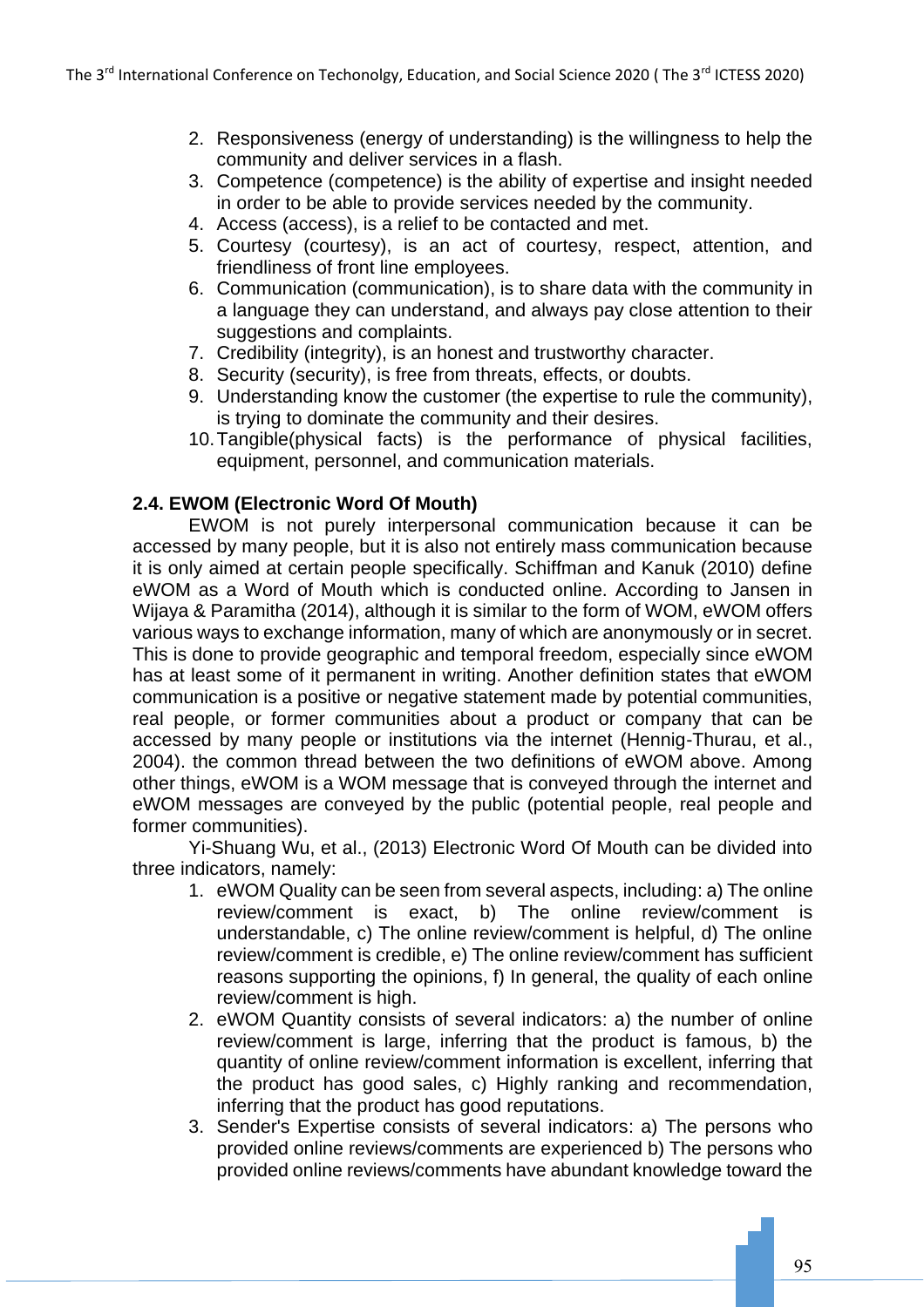2. Responsiveness (energy of understanding) is the willingness to help the community and deliver services in a flash.
3. Competence (competence) is the ability of expertise and insight needed in order to be able to provide services needed by the community.
4. Access (access), is a relief to be contacted and met.
5. Courtesy (courtesy), is an act of courtesy, respect, attention, and friendliness of front line employees.
6. Communication (communication), is to share data with the community in a language they can understand, and always pay close attention to their suggestions and complaints.
7. Credibility (integrity), is an honest and trustworthy character.
8. Security (security), is free from threats, effects, or doubts.
9. Understanding know the customer (the expertise to rule the community), is trying to dominate the community and their desires.
10. Tangible(physical facts) is the performance of physical facilities, equipment, personnel, and communication materials.

### 2.4. EWOM (Electronic Word Of Mouth)

EWOM is not purely interpersonal communication because it can be accessed by many people, but it is also not entirely mass communication because it is only aimed at certain people specifically. Schiffman and Kanuk (2010) define eWOM as a Word of Mouth which is conducted online. According to Jansen in Wijaya & Paramitha (2014), although it is similar to the form of WOM, eWOM offers various ways to exchange information, many of which are anonymously or in secret. This is done to provide geographic and temporal freedom, especially since eWOM has at least some of it permanent in writing. Another definition states that eWOM communication is a positive or negative statement made by potential communities, real people, or former communities about a product or company that can be accessed by many people or institutions via the internet (Hennig-Thurau, et al., 2004). the common thread between the two definitions of eWOM above. Among other things, eWOM is a WOM message that is conveyed through the internet and eWOM messages are conveyed by the public (potential people, real people and former communities).

Yi-Shuang Wu, et al., (2013) Electronic Word Of Mouth can be divided into three indicators, namely:

1. eWOM Quality can be seen from several aspects, including: a) The online review/comment is exact, b) The online review/comment is understandable, c) The online review/comment is helpful, d) The online review/comment is credible, e) The online review/comment has sufficient reasons supporting the opinions, f) In general, the quality of each online review/comment is high.
2. eWOM Quantity consists of several indicators: a) the number of online review/comment is large, inferring that the product is famous, b) the quantity of online review/comment information is excellent, inferring that the product has good sales, c) Highly ranking and recommendation, inferring that the product has good reputations.
3. Sender's Expertise consists of several indicators: a) The persons who provided online reviews/comments are experienced b) The persons who provided online reviews/comments have abundant knowledge toward the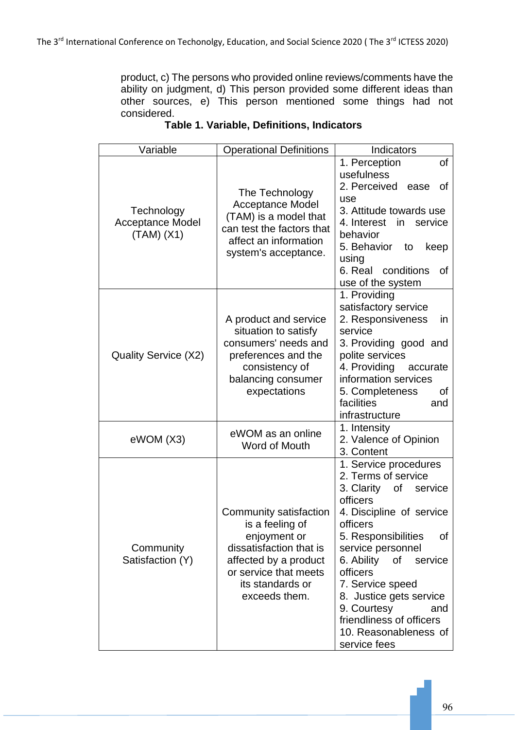product, c) The persons who provided online reviews/comments have the ability on judgment, d) This person provided some different ideas than other sources, e) This person mentioned some things had not considered.

**Table 1. Variable, Definitions, Indicators**

| Variable | Operational Definitions | Indicators |
|---|---|---|
| Technology Acceptance Model (TAM) (X1) | The Technology Acceptance Model (TAM) is a model that can test the factors that affect an information system's acceptance. | 1. Perception of usefulness<br>2. Perceived ease of use<br>3. Attitude towards use<br>4. Interest in service behavior<br>5. Behavior to keep using<br>6. Real conditions of use of the system |
| Quality Service (X2) | A product and service situation to satisfy consumers' needs and preferences and the consistency of balancing consumer expectations | 1. Providing satisfactory service<br>2. Responsiveness in service<br>3. Providing good and polite services<br>4. Providing accurate information services<br>5. Completeness of facilities and infrastructure |
| eWOM (X3) | eWOM as an online Word of Mouth | 1. Intensity<br>2. Valence of Opinion<br>3. Content |
| Community Satisfaction (Y) | Community satisfaction is a feeling of enjoyment or dissatisfaction that is affected by a product or service that meets its standards or exceeds them. | 1. Service procedures<br>2. Terms of service<br>3. Clarity of service officers<br>4. Discipline of service officers<br>5. Responsibilities of service personnel<br>6. Ability of service officers<br>7. Service speed<br>8. Justice gets service<br>9. Courtesy and friendliness of officers<br>10. Reasonableness of service fees |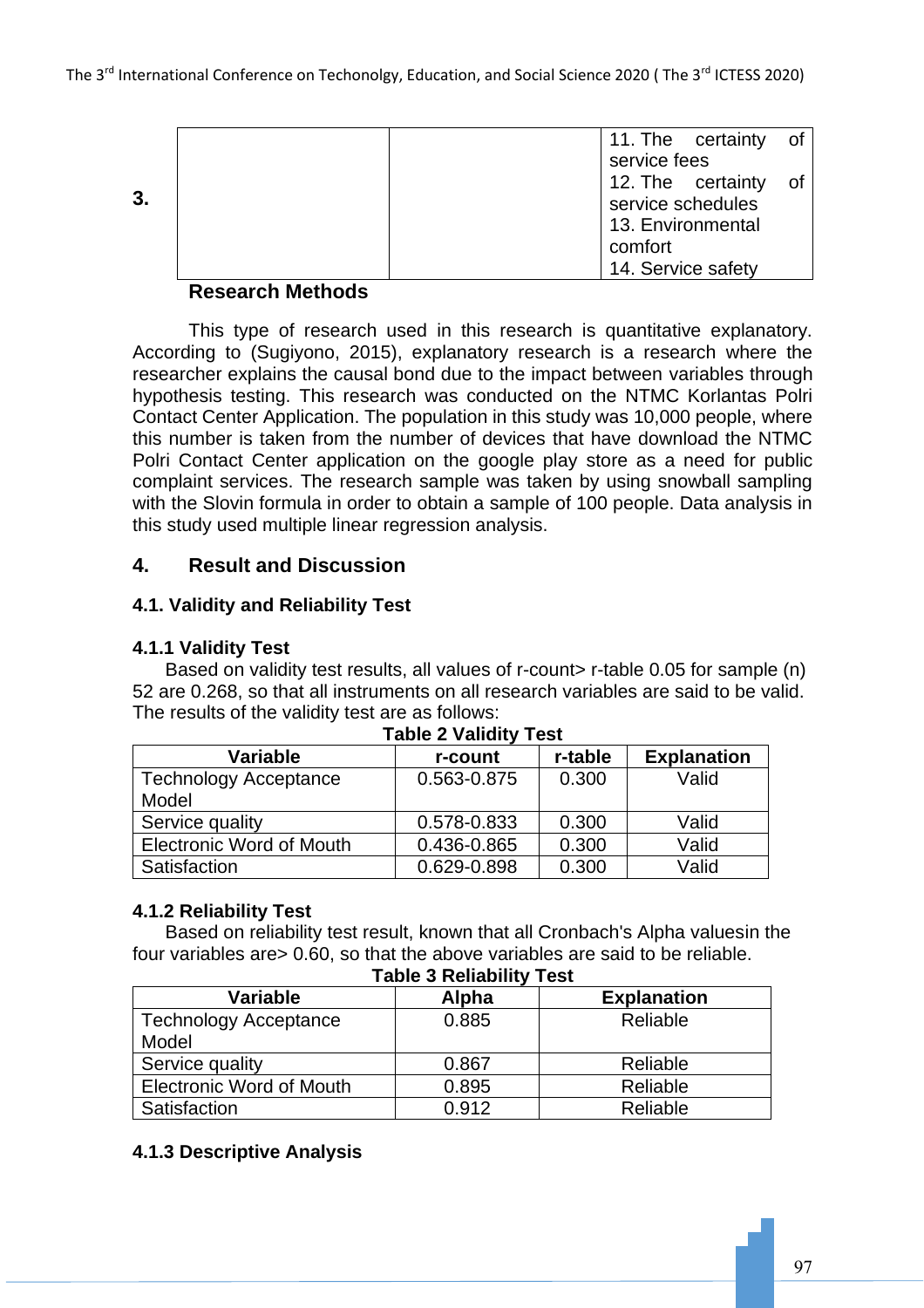| | | | |
|---|---|---|---|
| 3. | | | 11. The certainty of service fees<br>12. The certainty of service schedules<br>13. Environmental comfort<br>14. Service safety |

## Research Methods

This type of research used in this research is quantitative explanatory. According to (Sugiyono, 2015), explanatory research is a research where the researcher explains the causal bond due to the impact between variables through hypothesis testing. This research was conducted on the NTMC Korlantas Polri Contact Center Application. The population in this study was 10,000 people, where this number is taken from the number of devices that have download the NTMC Polri Contact Center application on the google play store as a need for public complaint services. The research sample was taken by using snowball sampling with the Slovin formula in order to obtain a sample of 100 people. Data analysis in this study used multiple linear regression analysis.

## 4. Result and Discussion

### 4.1. Validity and Reliability Test

#### 4.1.1 Validity Test

Based on validity test results, all values of r-count> r-table 0.05 for sample (n) 52 are 0.268, so that all instruments on all research variables are said to be valid. The results of the validity test are as follows:

**Table 2 Validity Test**

| Variable | r-count | r-table | Explanation |
|---|---|---|---|
| Technology Acceptance Model | 0.563-0.875 | 0.300 | Valid |
| Service quality | 0.578-0.833 | 0.300 | Valid |
| Electronic Word of Mouth | 0.436-0.865 | 0.300 | Valid |
| Satisfaction | 0.629-0.898 | 0.300 | Valid |

#### 4.1.2 Reliability Test

Based on reliability test result, known that all Cronbach's Alpha valuesin the four variables are> 0.60, so that the above variables are said to be reliable.

**Table 3 Reliability Test**

| Variable | Alpha | Explanation |
|---|---|---|
| Technology Acceptance Model | 0.885 | Reliable |
| Service quality | 0.867 | Reliable |
| Electronic Word of Mouth | 0.895 | Reliable |
| Satisfaction | 0.912 | Reliable |

#### 4.1.3 Descriptive Analysis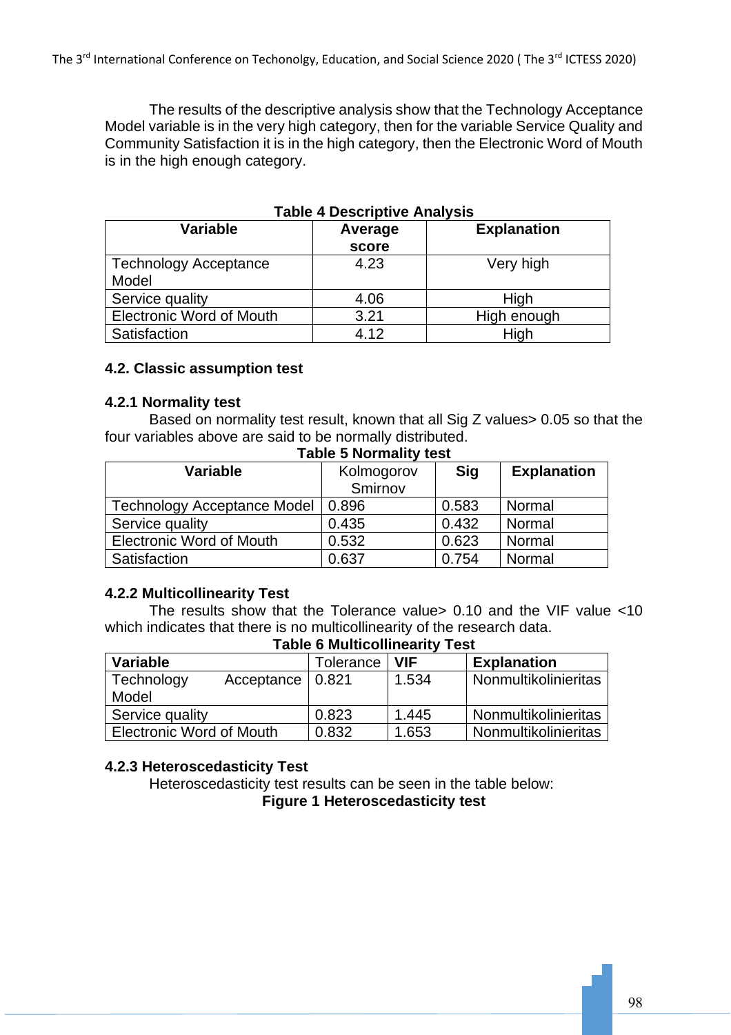The results of the descriptive analysis show that the Technology Acceptance Model variable is in the very high category, then for the variable Service Quality and Community Satisfaction it is in the high category, then the Electronic Word of Mouth is in the high enough category.

**Table 4 Descriptive Analysis**

| Variable | Average score | Explanation |
|---|---|---|
| Technology Acceptance Model | 4.23 | Very high |
| Service quality | 4.06 | High |
| Electronic Word of Mouth | 3.21 | High enough |
| Satisfaction | 4.12 | High |

### 4.2. Classic assumption test

#### 4.2.1 Normality test

Based on normality test result, known that all Sig Z values> 0.05 so that the four variables above are said to be normally distributed.

**Table 5 Normality test**

| Variable | Kolmogorov Smirnov | Sig | Explanation |
|---|---|---|---|
| Technology Acceptance Model | 0.896 | 0.583 | Normal |
| Service quality | 0.435 | 0.432 | Normal |
| Electronic Word of Mouth | 0.532 | 0.623 | Normal |
| Satisfaction | 0.637 | 0.754 | Normal |

#### 4.2.2 Multicollinearity Test

The results show that the Tolerance value> 0.10 and the VIF value <10 which indicates that there is no multicollinearity of the research data.

**Table 6 Multicollinearity Test**

| Variable | Tolerance | VIF | Explanation |
|---|---|---|---|
| Technology Acceptance Model | 0.821 | 1.534 | Nonmultikolinieritas |
| Service quality | 0.823 | 1.445 | Nonmultikolinieritas |
| Electronic Word of Mouth | 0.832 | 1.653 | Nonmultikolinieritas |

#### 4.2.3 Heteroscedasticity Test

Heteroscedasticity test results can be seen in the table below:

**Figure 1 Heteroscedasticity test**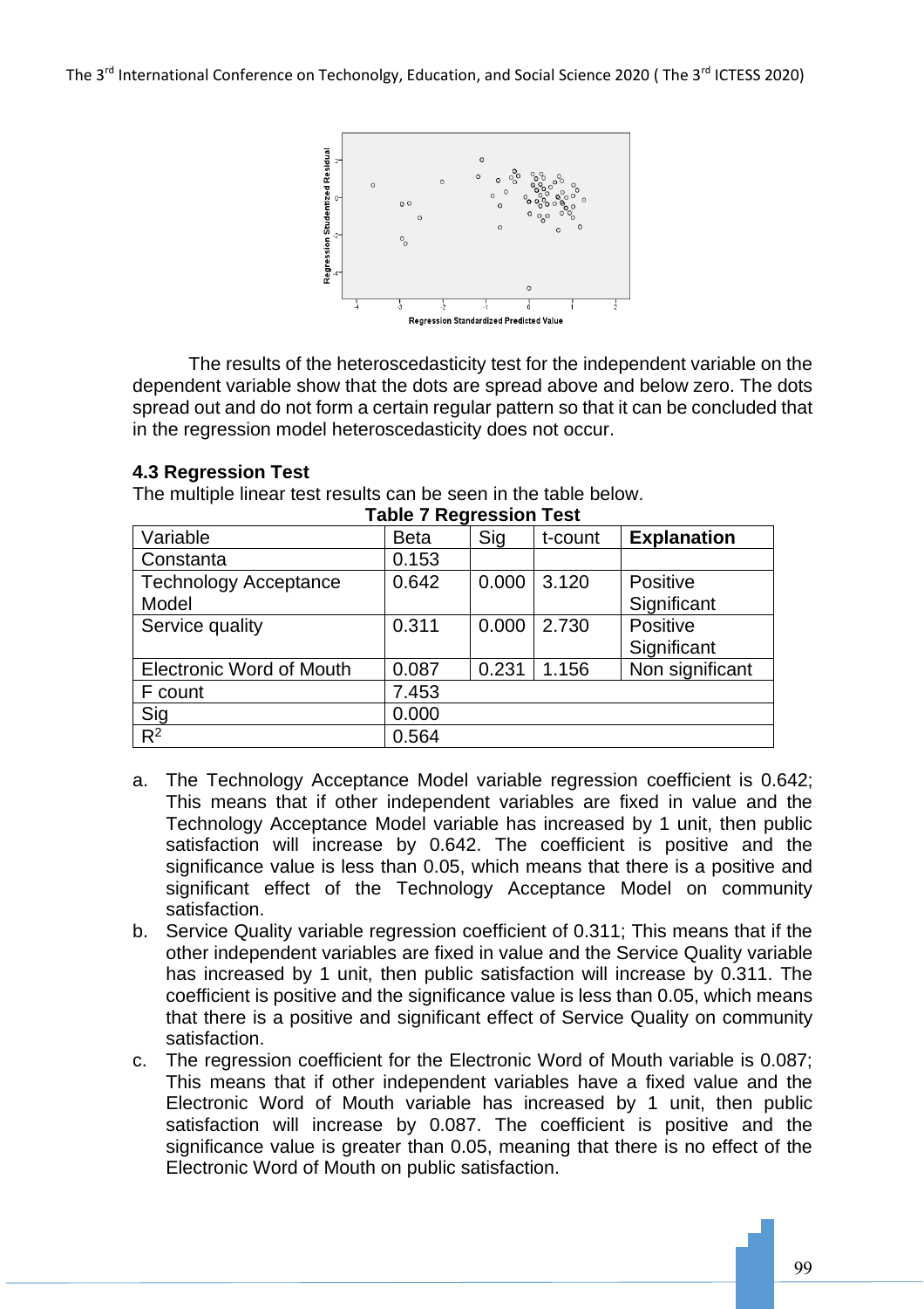The results of the heteroscedasticity test for the independent variable on the dependent variable show that the dots are spread above and below zero. The dots spread out and do not form a certain regular pattern so that it can be concluded that in the regression model heteroscedasticity does not occur.

### 4.3 Regression Test

The multiple linear test results can be seen in the table below.

**Table 7 Regression Test**

| Variable | Beta | Sig | t-count | **Explanation** |
|---|---|---|---|---|
| Constanta | 0.153 | | | |
| Technology Acceptance Model | 0.642 | 0.000 | 3.120 | Positive Significant |
| Service quality | 0.311 | 0.000 | 2.730 | Positive Significant |
| Electronic Word of Mouth | 0.087 | 0.231 | 1.156 | Non significant |
| F count | 7.453 | | | |
| Sig | 0.000 | | | |
| $R^2$ | 0.564 | | | |

a. The Technology Acceptance Model variable regression coefficient is 0.642; This means that if other independent variables are fixed in value and the Technology Acceptance Model variable has increased by 1 unit, then public satisfaction will increase by 0.642. The coefficient is positive and the significance value is less than 0.05, which means that there is a positive and significant effect of the Technology Acceptance Model on community satisfaction.

b. Service Quality variable regression coefficient of 0.311; This means that if the other independent variables are fixed in value and the Service Quality variable has increased by 1 unit, then public satisfaction will increase by 0.311. The coefficient is positive and the significance value is less than 0.05, which means that there is a positive and significant effect of Service Quality on community satisfaction.

c. The regression coefficient for the Electronic Word of Mouth variable is 0.087; This means that if other independent variables have a fixed value and the Electronic Word of Mouth variable has increased by 1 unit, then public satisfaction will increase by 0.087. The coefficient is positive and the significance value is greater than 0.05, meaning that there is no effect of the Electronic Word of Mouth on public satisfaction.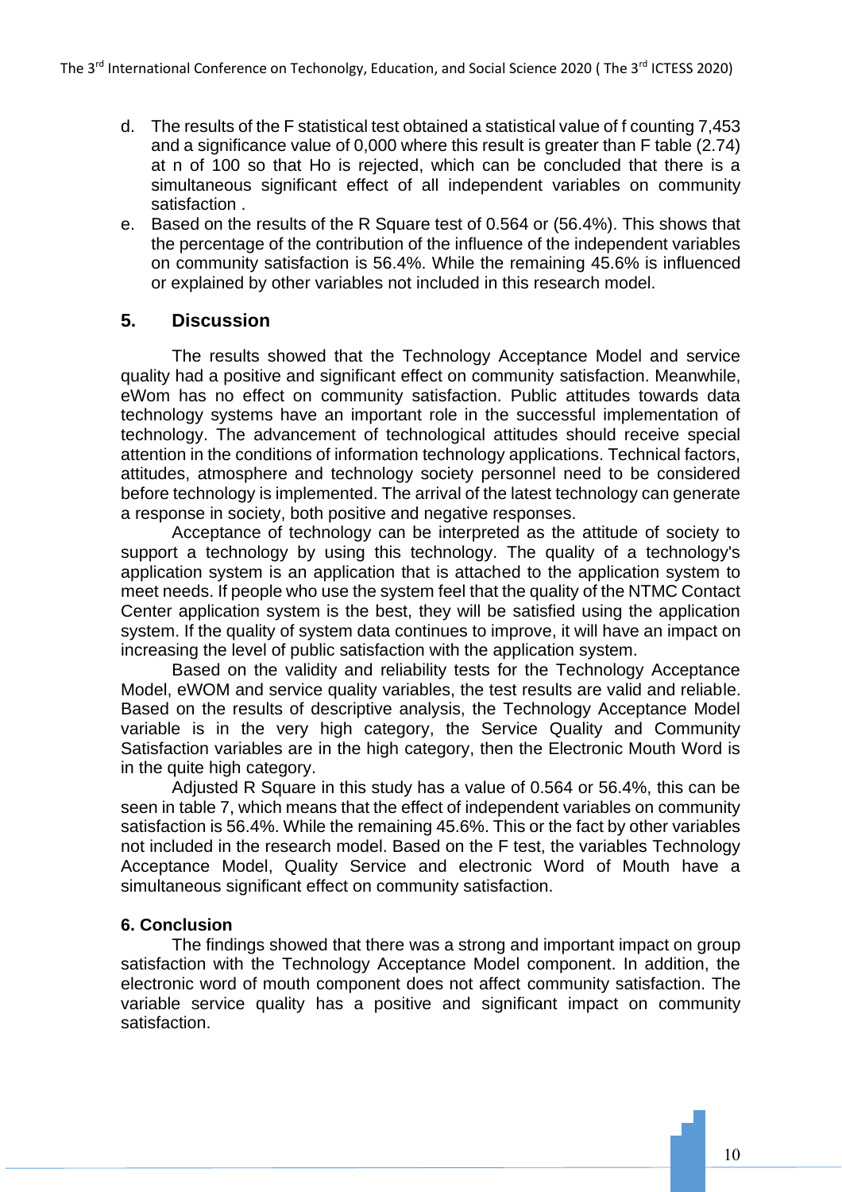d. The results of the F statistical test obtained a statistical value of f counting 7,453 and a significance value of 0,000 where this result is greater than F table (2.74) at n of 100 so that Ho is rejected, which can be concluded that there is a simultaneous significant effect of all independent variables on community satisfaction .
e. Based on the results of the R Square test of 0.564 or (56.4%). This shows that the percentage of the contribution of the influence of the independent variables on community satisfaction is 56.4%. While the remaining 45.6% is influenced or explained by other variables not included in this research model.

## 5. Discussion

The results showed that the Technology Acceptance Model and service quality had a positive and significant effect on community satisfaction. Meanwhile, eWom has no effect on community satisfaction. Public attitudes towards data technology systems have an important role in the successful implementation of technology. The advancement of technological attitudes should receive special attention in the conditions of information technology applications. Technical factors, attitudes, atmosphere and technology society personnel need to be considered before technology is implemented. The arrival of the latest technology can generate a response in society, both positive and negative responses.

Acceptance of technology can be interpreted as the attitude of society to support a technology by using this technology. The quality of a technology's application system is an application that is attached to the application system to meet needs. If people who use the system feel that the quality of the NTMC Contact Center application system is the best, they will be satisfied using the application system. If the quality of system data continues to improve, it will have an impact on increasing the level of public satisfaction with the application system.

Based on the validity and reliability tests for the Technology Acceptance Model, eWOM and service quality variables, the test results are valid and reliable. Based on the results of descriptive analysis, the Technology Acceptance Model variable is in the very high category, the Service Quality and Community Satisfaction variables are in the high category, then the Electronic Mouth Word is in the quite high category.

Adjusted R Square in this study has a value of 0.564 or 56.4%, this can be seen in table 7, which means that the effect of independent variables on community satisfaction is 56.4%. While the remaining 45.6%. This or the fact by other variables not included in the research model. Based on the F test, the variables Technology Acceptance Model, Quality Service and electronic Word of Mouth have a simultaneous significant effect on community satisfaction.

### 6. Conclusion

The findings showed that there was a strong and important impact on group satisfaction with the Technology Acceptance Model component. In addition, the electronic word of mouth component does not affect community satisfaction. The variable service quality has a positive and significant impact on community satisfaction.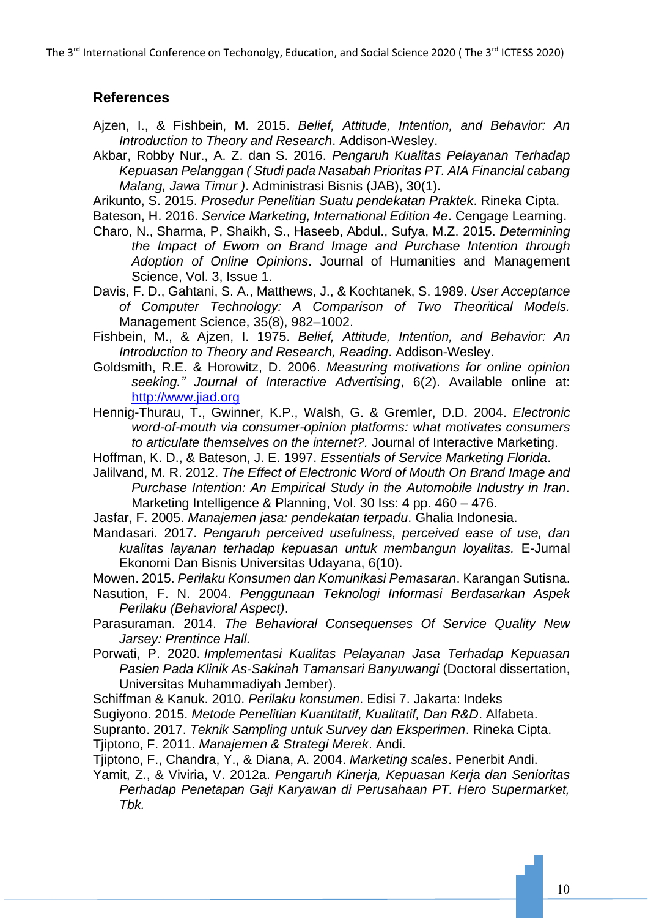## References

Ajzen, I., & Fishbein, M. 2015. *Belief, Attitude, Intention, and Behavior: An Introduction to Theory and Research*. Addison-Wesley.

Akbar, Robby Nur., A. Z. dan S. 2016. *Pengaruh Kualitas Pelayanan Terhadap Kepuasan Pelanggan ( Studi pada Nasabah Prioritas PT. AIA Financial cabang Malang, Jawa Timur )*. Administrasi Bisnis (JAB), 30(1).

Arikunto, S. 2015. *Prosedur Penelitian Suatu pendekatan Praktek*. Rineka Cipta.

Bateson, H. 2016. *Service Marketing, International Edition 4e*. Cengage Learning.

Charo, N., Sharma, P, Shaikh, S., Haseeb, Abdul., Sufya, M.Z. 2015. *Determining the Impact of Ewom on Brand Image and Purchase Intention through Adoption of Online Opinions*. Journal of Humanities and Management Science, Vol. 3, Issue 1.

Davis, F. D., Gahtani, S. A., Matthews, J., & Kochtanek, S. 1989. *User Acceptance of Computer Technology: A Comparison of Two Theoritical Models.* Management Science, 35(8), 982–1002.

Fishbein, M., & Ajzen, I. 1975. *Belief, Attitude, Intention, and Behavior: An Introduction to Theory and Research, Reading*. Addison-Wesley.

Goldsmith, R.E. & Horowitz, D. 2006. *Measuring motivations for online opinion seeking." Journal of Interactive Advertising*, 6(2). Available online at: http://www.jiad.org

Hennig-Thurau, T., Gwinner, K.P., Walsh, G. & Gremler, D.D. 2004. *Electronic word-of-mouth via consumer-opinion platforms: what motivates consumers to articulate themselves on the internet?.* Journal of Interactive Marketing.

Hoffman, K. D., & Bateson, J. E. 1997. *Essentials of Service Marketing Florida*.

Jalilvand, M. R. 2012. *The Effect of Electronic Word of Mouth On Brand Image and Purchase Intention: An Empirical Study in the Automobile Industry in Iran*. Marketing Intelligence & Planning, Vol. 30 Iss: 4 pp. 460 – 476.

Jasfar, F. 2005. *Manajemen jasa: pendekatan terpadu*. Ghalia Indonesia.

Mandasari. 2017. *Pengaruh perceived usefulness, perceived ease of use, dan kualitas layanan terhadap kepuasan untuk membangun loyalitas.* E-Jurnal Ekonomi Dan Bisnis Universitas Udayana, 6(10).

Mowen. 2015. *Perilaku Konsumen dan Komunikasi Pemasaran*. Karangan Sutisna.

Nasution, F. N. 2004. *Penggunaan Teknologi Informasi Berdasarkan Aspek Perilaku (Behavioral Aspect)*.

Parasuraman. 2014. *The Behavioral Consequenses Of Service Quality New Jarsey: Prentince Hall.*

Porwati, P. 2020. *Implementasi Kualitas Pelayanan Jasa Terhadap Kepuasan Pasien Pada Klinik As-Sakinah Tamansari Banyuwangi* (Doctoral dissertation, Universitas Muhammadiyah Jember).

Schiffman & Kanuk. 2010. *Perilaku konsumen*. Edisi 7. Jakarta: Indeks

Sugiyono. 2015. *Metode Penelitian Kuantitatif, Kualitatif, Dan R&D*. Alfabeta.

Supranto. 2017. *Teknik Sampling untuk Survey dan Eksperimen*. Rineka Cipta.

Tjiptono, F. 2011. *Manajemen & Strategi Merek*. Andi.

Tjiptono, F., Chandra, Y., & Diana, A. 2004. *Marketing scales*. Penerbit Andi.

Yamit, Z., & Viviria, V. 2012a. *Pengaruh Kinerja, Kepuasan Kerja dan Senioritas Perhadap Penetapan Gaji Karyawan di Perusahaan PT. Hero Supermarket, Tbk.*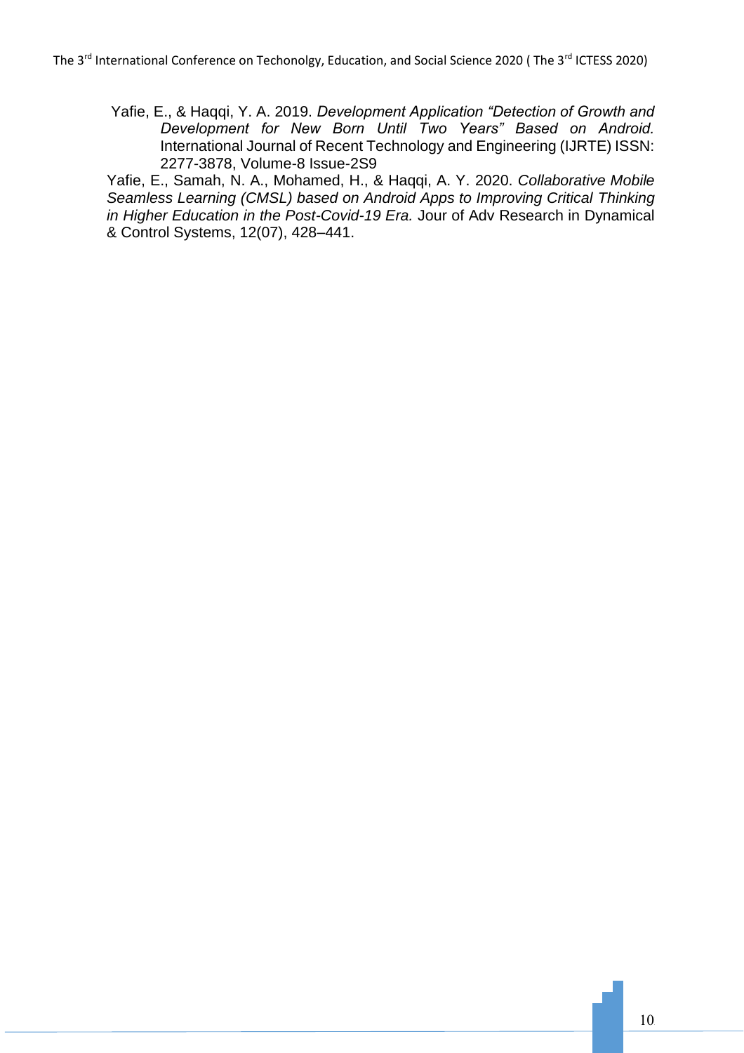Yafie, E., & Haqqi, Y. A. 2019. *Development Application "Detection of Growth and Development for New Born Until Two Years" Based on Android.* International Journal of Recent Technology and Engineering (IJRTE) ISSN: 2277-3878, Volume-8 Issue-2S9

Yafie, E., Samah, N. A., Mohamed, H., & Haqqi, A. Y. 2020. *Collaborative Mobile Seamless Learning (CMSL) based on Android Apps to Improving Critical Thinking in Higher Education in the Post-Covid-19 Era.* Jour of Adv Research in Dynamical & Control Systems, 12(07), 428–441.